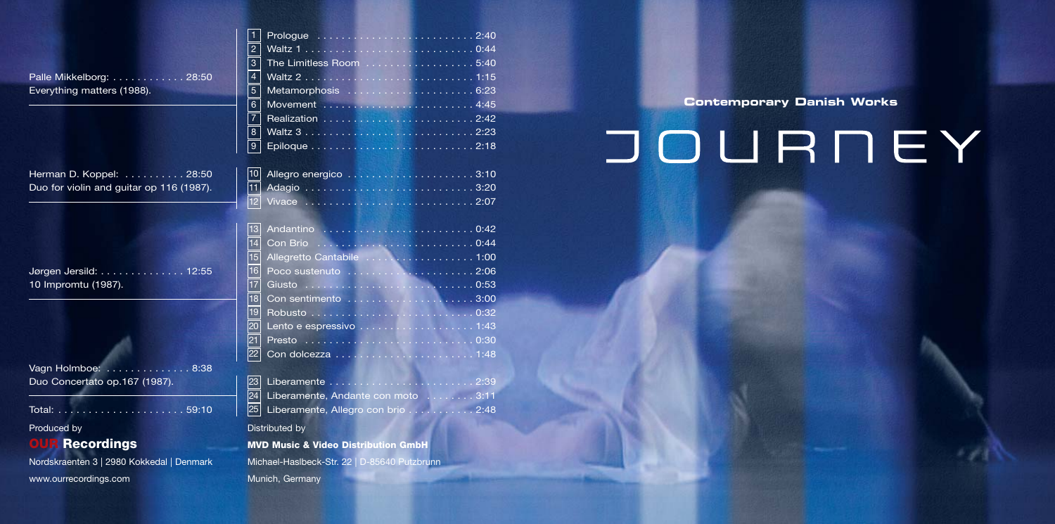## Contemporary Danish Works

# JOURNEY

Palle Mikkelborg: . . . . . . . . . . . . 28:50
Everything matters (1988).

| | | |
|---|---|---|
| 1 | Prologue | 2:40 |
| 2 | Waltz 1 | 0:44 |
| 3 | The Limitless Room | 5:40 |
| 4 | Waltz 2 | 1:15 |
| 5 | Metamorphosis | 6:23 |
| 6 | Movement | 4:45 |
| 7 | Realization | 2:42 |
| 8 | Waltz 3 | 2:23 |
| 9 | Epiloque | 2:18 |

Herman D. Koppel: . . . . . . . . . . 28:50
Duo for violin and guitar op 116 (1987).

| | | |
|---|---|---|
| 10 | Allegro energico | 3:10 |
| 11 | Adagio | 3:20 |
| 12 | Vivace | 2:07 |

Jørgen Jersild: . . . . . . . . . . . . . . 12:55
10 Impromtu (1987).

| | | |
|---|---|---|
| 13 | Andantino | 0:42 |
| 14 | Con Brio | 0:44 |
| 15 | Allegretto Cantabile | 1:00 |
| 16 | Poco sustenuto | 2:06 |
| 17 | Giusto | 0:53 |
| 18 | Con sentimento | 3:00 |
| 19 | Robusto | 0:32 |
| 20 | Lento e espressivo | 1:43 |
| 21 | Presto | 0:30 |
| 22 | Con dolcezza | 1:48 |

Vagn Holmboe: . . . . . . . . . . . . . . 8:38
Duo Concertato op.167 (1987).

| | | |
|---|---|---|
| 23 | Liberamente | 2:39 |
| 24 | Liberamente, Andante con moto | 3:11 |
| 25 | Liberamente, Allegro con brio | 2:48 |

Total: . . . . . . . . . . . . . . . . . . . . . 59:10

Produced by

**OUR Recordings**

Nordskraenten 3 | 2980 Kokkedal | Denmark

www.ourrecordings.com

Distributed by

**MVD Music & Video Distribution GmbH**

Michael-Haslbeck-Str. 22 | D-85640 Putzbrunn

Munich, Germany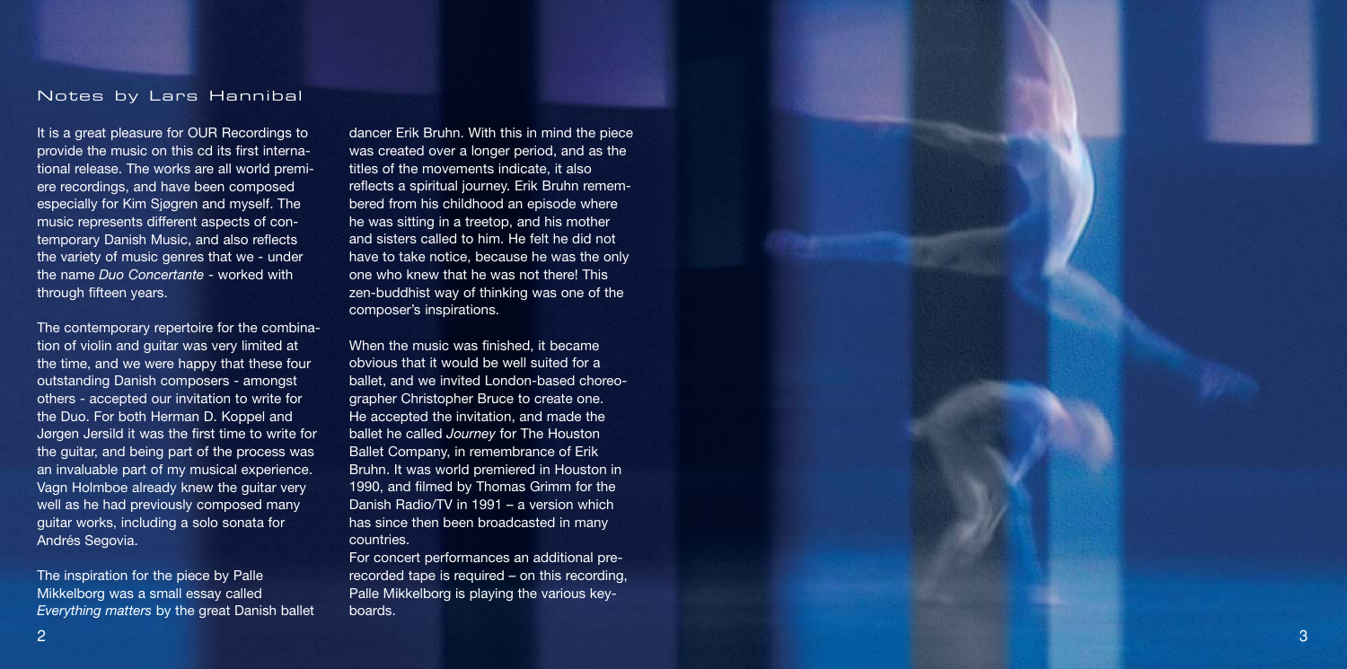## Notes by Lars Hannibal

It is a great pleasure for OUR Recordings to provide the music on this cd its first international release. The works are all world premiere recordings, and have been composed especially for Kim Sjøgren and myself. The music represents different aspects of contemporary Danish Music, and also reflects the variety of music genres that we - under the name *Duo Concertante* - worked with through fifteen years.

The contemporary repertoire for the combination of violin and guitar was very limited at the time, and we were happy that these four outstanding Danish composers - amongst others - accepted our invitation to write for the Duo. For both Herman D. Koppel and Jørgen Jersild it was the first time to write for the guitar, and being part of the process was an invaluable part of my musical experience. Vagn Holmboe already knew the guitar very well as he had previously composed many guitar works, including a solo sonata for Andrés Segovia.

The inspiration for the piece by Palle Mikkelborg was a small essay called *Everything matters* by the great Danish ballet dancer Erik Bruhn. With this in mind the piece was created over a longer period, and as the titles of the movements indicate, it also reflects a spiritual journey. Erik Bruhn remembered from his childhood an episode where he was sitting in a treetop, and his mother and sisters called to him. He felt he did not have to take notice, because he was the only one who knew that he was not there! This zen-buddhist way of thinking was one of the composer's inspirations.

When the music was finished, it became obvious that it would be well suited for a ballet, and we invited London-based choreographer Christopher Bruce to create one. He accepted the invitation, and made the ballet he called *Journey* for The Houston Ballet Company, in remembrance of Erik Bruhn. It was world premiered in Houston in 1990, and filmed by Thomas Grimm for the Danish Radio/TV in 1991 – a version which has since then been broadcasted in many countries.

For concert performances an additional pre-recorded tape is required – on this recording, Palle Mikkelborg is playing the various keyboards.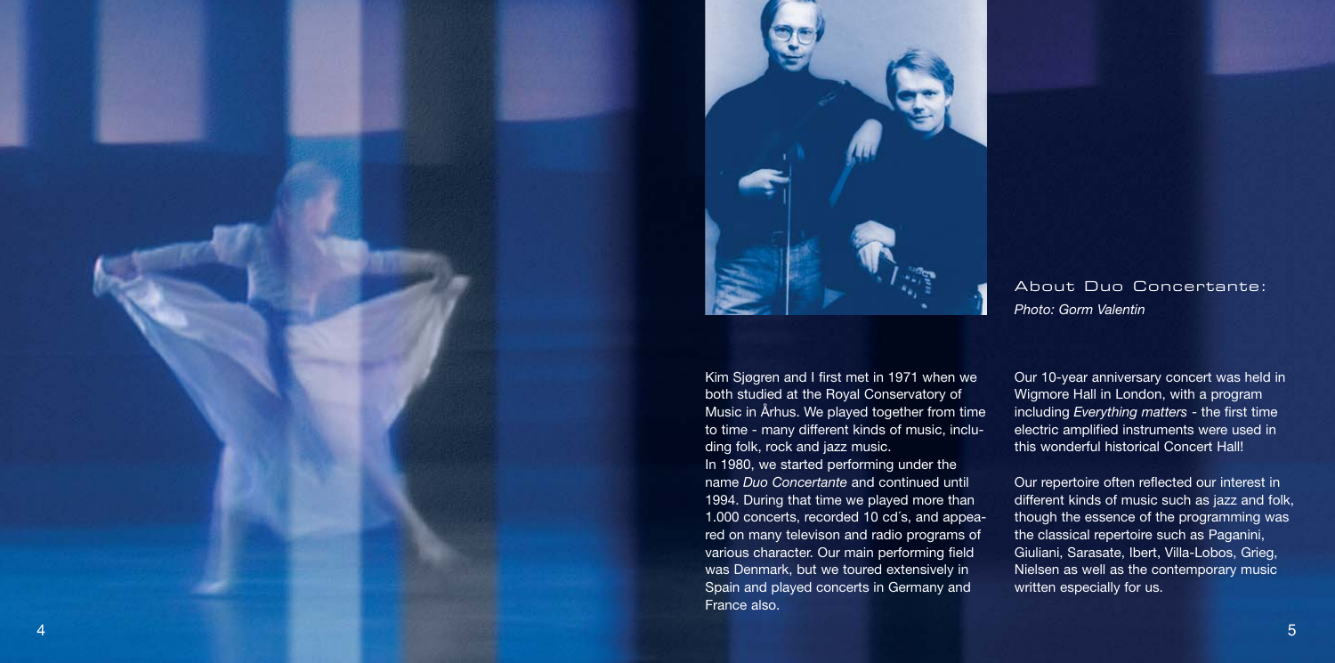## About Duo Concertante:

*Photo: Gorm Valentin*

Kim Sjøgren and I first met in 1971 when we both studied at the Royal Conservatory of Music in Århus. We played together from time to time - many different kinds of music, including folk, rock and jazz music.

In 1980, we started performing under the name *Duo Concertante* and continued until 1994. During that time we played more than 1.000 concerts, recorded 10 cd´s, and appeared on many televison and radio programs of various character. Our main performing field was Denmark, but we toured extensively in Spain and played concerts in Germany and France also.

Our 10-year anniversary concert was held in Wigmore Hall in London, with a program including *Everything matters* - the first time electric amplified instruments were used in this wonderful historical Concert Hall!

Our repertoire often reflected our interest in different kinds of music such as jazz and folk, though the essence of the programming was the classical repertoire such as Paganini, Giuliani, Sarasate, Ibert, Villa-Lobos, Grieg, Nielsen as well as the contemporary music written especially for us.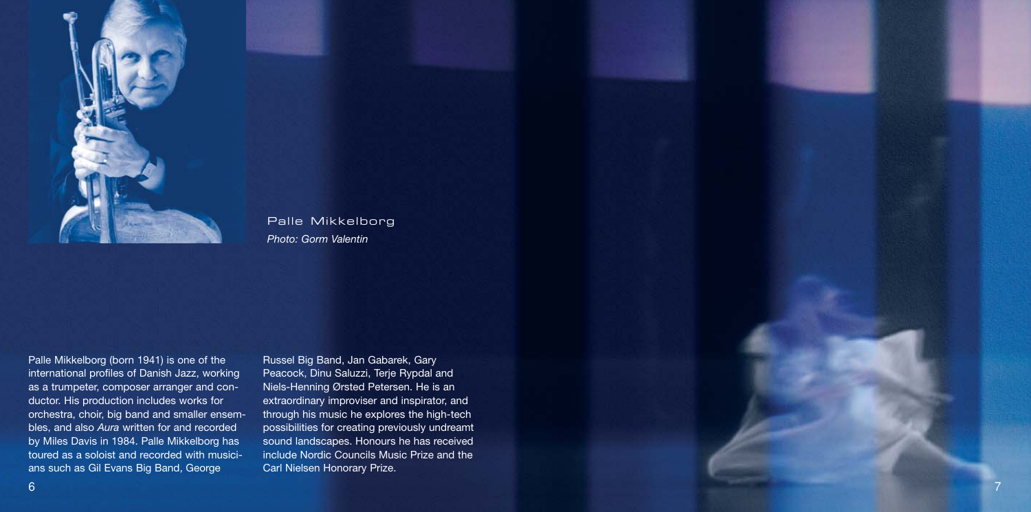Palle Mikkelborg
*Photo: Gorm Valentin*

Palle Mikkelborg (born 1941) is one of the international profiles of Danish Jazz, working as a trumpeter, composer arranger and conductor. His production includes works for orchestra, choir, big band and smaller ensembles, and also *Aura* written for and recorded by Miles Davis in 1984. Palle Mikkelborg has toured as a soloist and recorded with musicians such as Gil Evans Big Band, George Russel Big Band, Jan Gabarek, Gary Peacock, Dinu Saluzzi, Terje Rypdal and Niels-Henning Ørsted Petersen. He is an extraordinary improviser and inspirator, and through his music he explores the high-tech possibilities for creating previously undreamt sound landscapes. Honours he has received include Nordic Councils Music Prize and the Carl Nielsen Honorary Prize.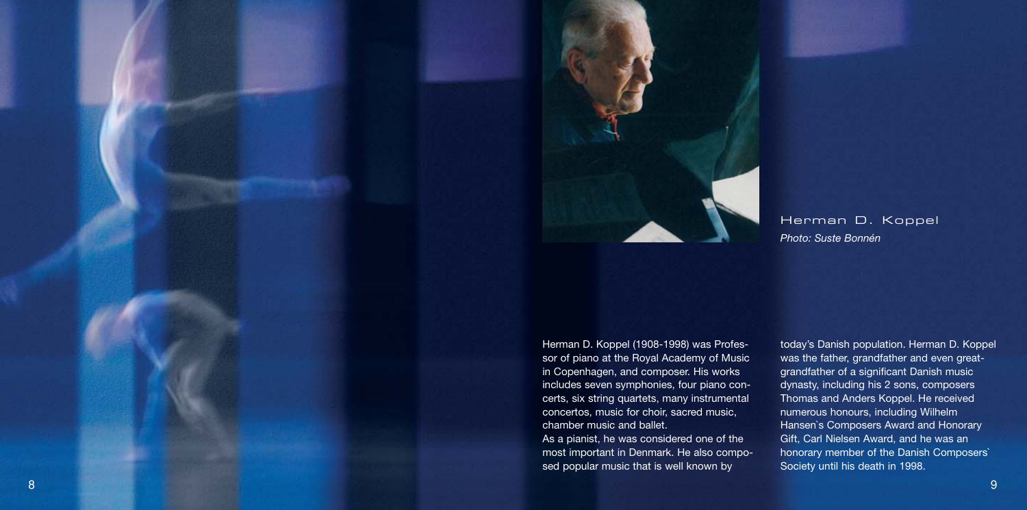## Herman D. Koppel

*Photo: Suste Bonnén*

Herman D. Koppel (1908-1998) was Professor of piano at the Royal Academy of Music in Copenhagen, and composer. His works includes seven symphonies, four piano concerts, six string quartets, many instrumental concertos, music for choir, sacred music, chamber music and ballet.

As a pianist, he was considered one of the most important in Denmark. He also composed popular music that is well known by today's Danish population. Herman D. Koppel was the father, grandfather and even great-grandfather of a significant Danish music dynasty, including his 2 sons, composers Thomas and Anders Koppel. He received numerous honours, including Wilhelm Hansen`s Composers Award and Honorary Gift, Carl Nielsen Award, and he was an honorary member of the Danish Composers` Society until his death in 1998.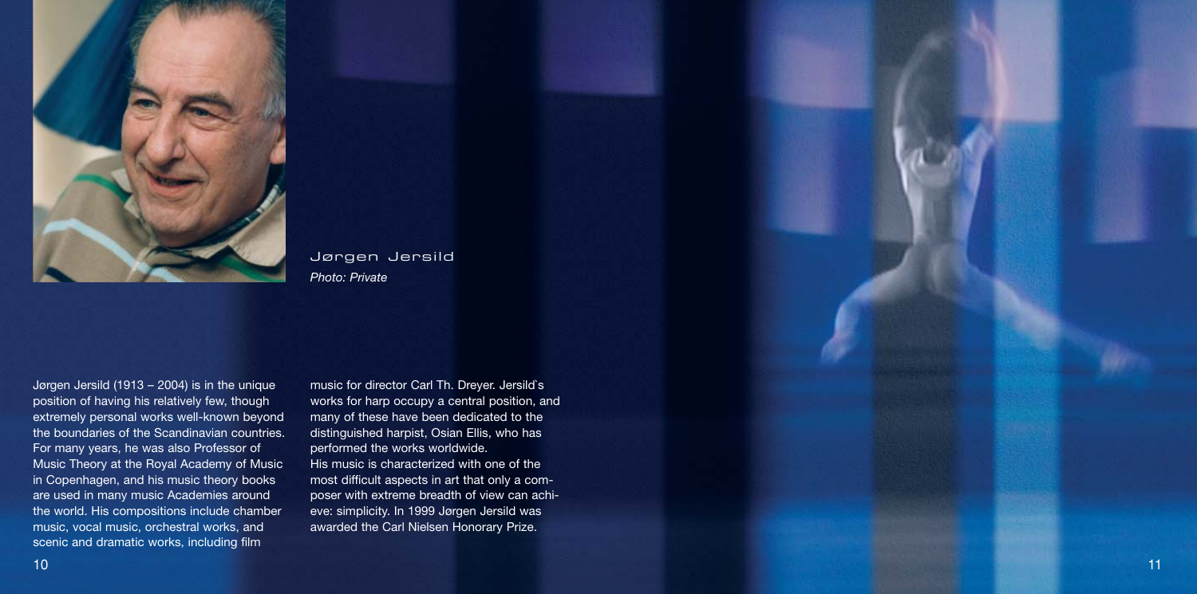Jørgen Jersild

*Photo: Private*

Jørgen Jersild (1913 – 2004) is in the unique position of having his relatively few, though extremely personal works well-known beyond the boundaries of the Scandinavian countries. For many years, he was also Professor of Music Theory at the Royal Academy of Music in Copenhagen, and his music theory books are used in many music Academies around the world. His compositions include chamber music, vocal music, orchestral works, and scenic and dramatic works, including film music for director Carl Th. Dreyer. Jersild`s works for harp occupy a central position, and many of these have been dedicated to the distinguished harpist, Osian Ellis, who has performed the works worldwide.

His music is characterized with one of the most difficult aspects in art that only a composer with extreme breadth of view can achieve: simplicity. In 1999 Jørgen Jersild was awarded the Carl Nielsen Honorary Prize.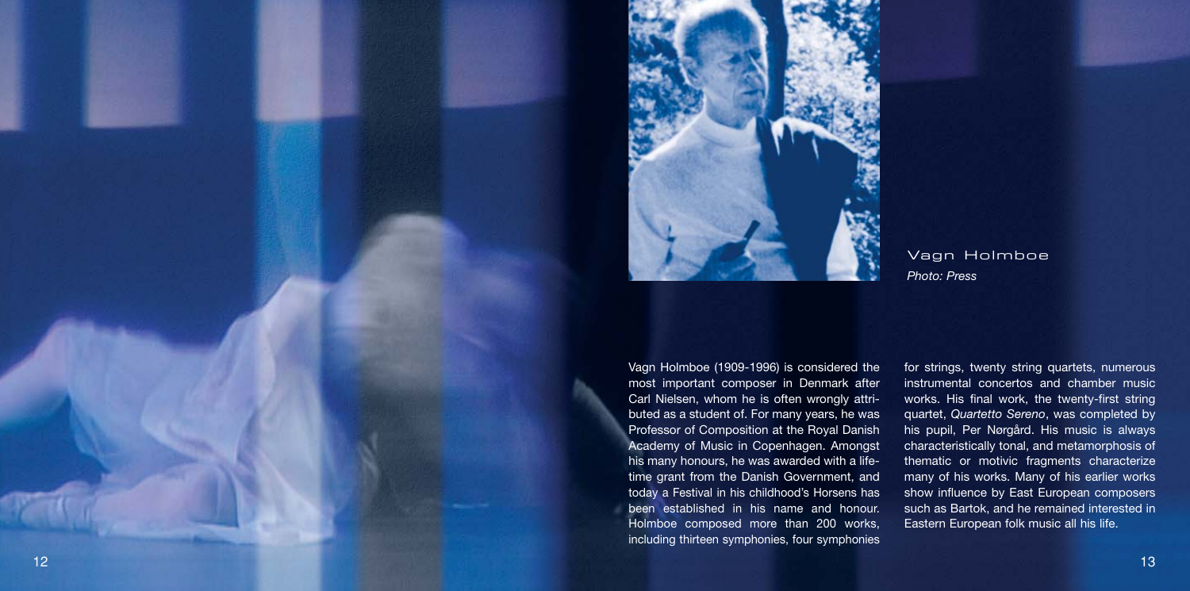Vagn Holmboe

*Photo: Press*

Vagn Holmboe (1909-1996) is considered the most important composer in Denmark after Carl Nielsen, whom he is often wrongly attributed as a student of. For many years, he was Professor of Composition at the Royal Danish Academy of Music in Copenhagen. Amongst his many honours, he was awarded with a lifetime grant from the Danish Government, and today a Festival in his childhood's Horsens has been established in his name and honour. Holmboe composed more than 200 works, including thirteen symphonies, four symphonies for strings, twenty string quartets, numerous instrumental concertos and chamber music works. His final work, the twenty-first string quartet, *Quartetto Sereno*, was completed by his pupil, Per Nørgård. His music is always characteristically tonal, and metamorphosis of thematic or motivic fragments characterize many of his works. Many of his earlier works show influence by East European composers such as Bartok, and he remained interested in Eastern European folk music all his life.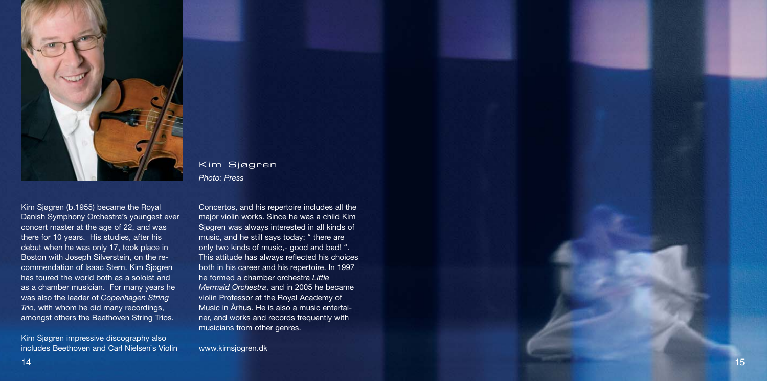## Kim Sjøgren

*Photo: Press*

Kim Sjøgren (b.1955) became the Royal Danish Symphony Orchestra's youngest ever concert master at the age of 22, and was there for 10 years. His studies, after his debut when he was only 17, took place in Boston with Joseph Silverstein, on the recommendation of Isaac Stern. Kim Sjøgren has toured the world both as a soloist and as a chamber musician. For many years he was also the leader of *Copenhagen String Trio*, with whom he did many recordings, amongst others the Beethoven String Trios.

Kim Sjøgren impressive discography also includes Beethoven and Carl Nielsen`s Violin Concertos, and his repertoire includes all the major violin works. Since he was a child Kim Sjøgren was always interested in all kinds of music, and he still says today: " there are only two kinds of music,- good and bad! ". This attitude has always reflected his choices both in his career and his repertoire. In 1997 he formed a chamber orchestra *Little Mermaid Orchestra*, and in 2005 he became violin Professor at the Royal Academy of Music in Århus. He is also a music entertainer, and works and records frequently with musicians from other genres.

www.kimsjogren.dk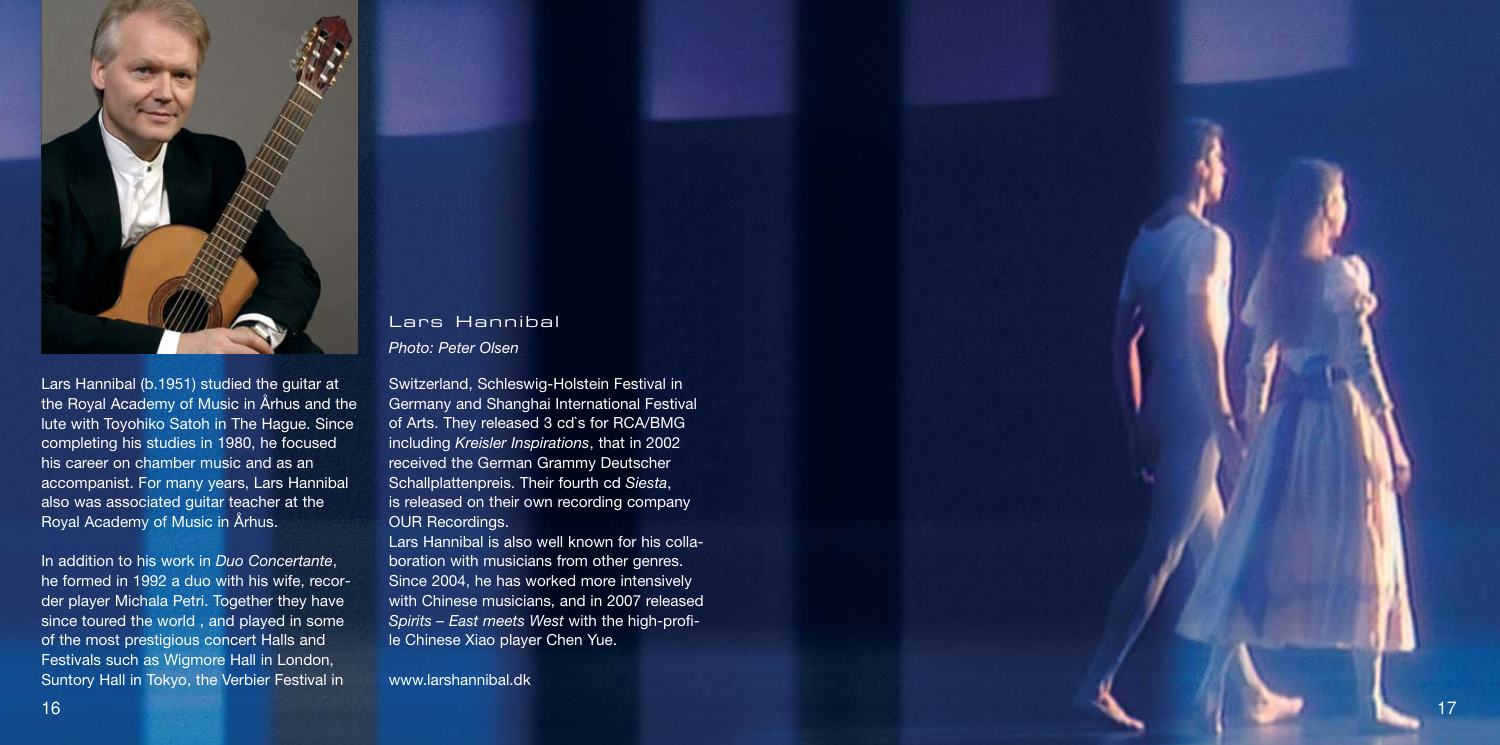## Lars Hannibal

*Photo: Peter Olsen*

Lars Hannibal (b.1951) studied the guitar at the Royal Academy of Music in Århus and the lute with Toyohiko Satoh in The Hague. Since completing his studies in 1980, he focused his career on chamber music and as an accompanist. For many years, Lars Hannibal also was associated guitar teacher at the Royal Academy of Music in Århus.

In addition to his work in *Duo Concertante*, he formed in 1992 a duo with his wife, recorder player Michala Petri. Together they have since toured the world , and played in some of the most prestigious concert Halls and Festivals such as Wigmore Hall in London, Suntory Hall in Tokyo, the Verbier Festival in Switzerland, Schleswig-Holstein Festival in Germany and Shanghai International Festival of Arts. They released 3 cd`s for RCA/BMG including *Kreisler Inspirations*, that in 2002 received the German Grammy Deutscher Schallplattenpreis. Their fourth cd *Siesta*, is released on their own recording company OUR Recordings.

Lars Hannibal is also well known for his collaboration with musicians from other genres. Since 2004, he has worked more intensively with Chinese musicians, and in 2007 released *Spirits – East meets West* with the high-profile Chinese Xiao player Chen Yue.

www.larshannibal.dk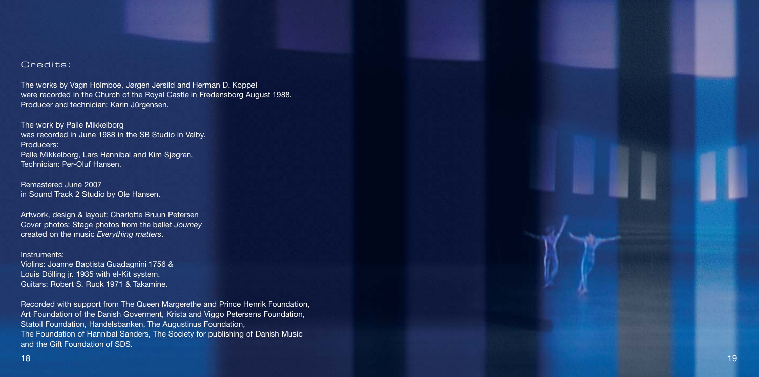## Credits:

The works by Vagn Holmboe, Jørgen Jersild and Herman D. Koppel
were recorded in the Church of the Royal Castle in Fredensborg August 1988.
Producer and technician: Karin Jürgensen.

The work by Palle Mikkelborg
was recorded in June 1988 in the SB Studio in Valby.
Producers:
Palle Mikkelborg, Lars Hannibal and Kim Sjøgren,
Technician: Per-Oluf Hansen.

Remastered June 2007
in Sound Track 2 Studio by Ole Hansen.

Artwork, design & layout: Charlotte Bruun Petersen
Cover photos: Stage photos from the ballet *Journey*
created on the music *Everything matters*.

Instruments:
Violins: Joanne Baptista Guadagnini 1756 &
Louis Dölling jr. 1935 with el-Kit system.
Guitars: Robert S. Ruck 1971 & Takamine.

Recorded with support from The Queen Margerethe and Prince Henrik Foundation,
Art Foundation of the Danish Goverment, Krista and Viggo Petersens Foundation,
Statoil Foundation, Handelsbanken, The Augustinus Foundation,
The Foundation of Hannibal Sanders, The Society for publishing of Danish Music
and the Gift Foundation of SDS.